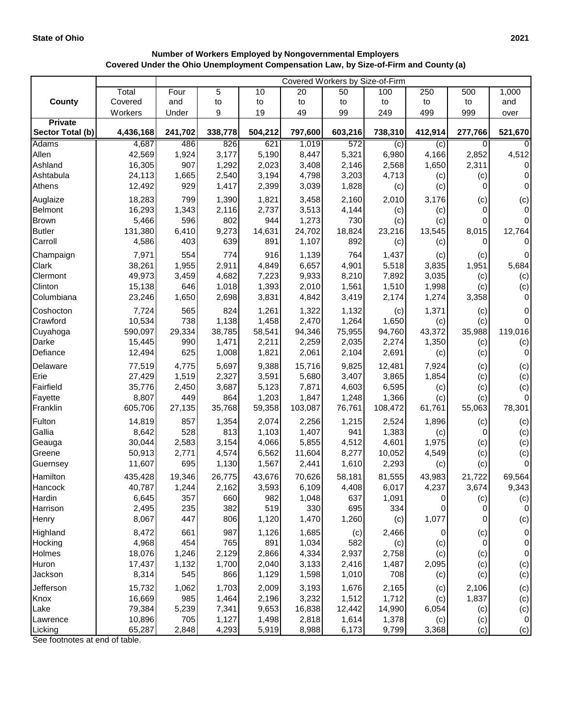**State of Ohio** **2021**

**Number of Workers Employed by Nongovernmental Employers**
**Covered Under the Ohio Unemployment Compensation Law, by Size-of-Firm and County (a)**

| County | Total Covered Workers | Covered Workers by Size-of-Firm | | | | | | | | |
|---|---|---|---|---|---|---|---|---|---|---|
| | | Four and Under | 5 to 9 | 10 to 19 | 20 to 49 | 50 to 99 | 100 to 249 | 250 to 499 | 500 to 999 | 1,000 and over |
| **Private Sector Total (b)** | **4,436,168** | **241,702** | **338,778** | **504,212** | **797,600** | **603,216** | **738,310** | **412,914** | **277,766** | **521,670** |
| Adams | 4,687 | 486 | 826 | 621 | 1,019 | 572 | (c) | (c) | 0 | 0 |
| Allen | 42,569 | 1,924 | 3,177 | 5,190 | 8,447 | 5,321 | 6,980 | 4,166 | 2,852 | 4,512 |
| Ashland | 16,305 | 907 | 1,292 | 2,023 | 3,408 | 2,146 | 2,568 | 1,650 | 2,311 | 0 |
| Ashtabula | 24,113 | 1,665 | 2,540 | 3,194 | 4,798 | 3,203 | 4,713 | (c) | (c) | 0 |
| Athens | 12,492 | 929 | 1,417 | 2,399 | 3,039 | 1,828 | (c) | (c) | 0 | 0 |
| Auglaize | 18,283 | 799 | 1,390 | 1,821 | 3,458 | 2,160 | 2,010 | 3,176 | (c) | (c) |
| Belmont | 16,293 | 1,343 | 2,116 | 2,737 | 3,513 | 4,144 | (c) | (c) | 0 | 0 |
| Brown | 5,466 | 596 | 802 | 944 | 1,273 | 730 | (c) | (c) | 0 | 0 |
| Butler | 131,380 | 6,410 | 9,273 | 14,631 | 24,702 | 18,824 | 23,216 | 13,545 | 8,015 | 12,764 |
| Carroll | 4,586 | 403 | 639 | 891 | 1,107 | 892 | (c) | (c) | 0 | 0 |
| Champaign | 7,971 | 554 | 774 | 916 | 1,139 | 764 | 1,437 | (c) | (c) | 0 |
| Clark | 38,261 | 1,955 | 2,911 | 4,849 | 6,657 | 4,901 | 5,518 | 3,835 | 1,951 | 5,684 |
| Clermont | 49,973 | 3,459 | 4,682 | 7,223 | 9,933 | 8,210 | 7,892 | 3,035 | (c) | (c) |
| Clinton | 15,138 | 646 | 1,018 | 1,393 | 2,010 | 1,561 | 1,510 | 1,998 | (c) | (c) |
| Columbiana | 23,246 | 1,650 | 2,698 | 3,831 | 4,842 | 3,419 | 2,174 | 1,274 | 3,358 | 0 |
| Coshocton | 7,724 | 565 | 824 | 1,261 | 1,322 | 1,132 | (c) | 1,371 | (c) | 0 |
| Crawford | 10,534 | 738 | 1,138 | 1,458 | 2,470 | 1,264 | 1,650 | (c) | (c) | 0 |
| Cuyahoga | 590,097 | 29,334 | 38,785 | 58,541 | 94,346 | 75,955 | 94,760 | 43,372 | 35,988 | 119,016 |
| Darke | 15,445 | 990 | 1,471 | 2,211 | 2,259 | 2,035 | 2,274 | 1,350 | (c) | (c) |
| Defiance | 12,494 | 625 | 1,008 | 1,821 | 2,061 | 2,104 | 2,691 | (c) | (c) | 0 |
| Delaware | 77,519 | 4,775 | 5,697 | 9,388 | 15,716 | 9,825 | 12,481 | 7,924 | (c) | (c) |
| Erie | 27,429 | 1,519 | 2,327 | 3,591 | 5,680 | 3,407 | 3,865 | 1,854 | (c) | (c) |
| Fairfield | 35,776 | 2,450 | 3,687 | 5,123 | 7,871 | 4,603 | 6,595 | (c) | (c) | (c) |
| Fayette | 8,807 | 449 | 864 | 1,203 | 1,847 | 1,248 | 1,366 | (c) | (c) | 0 |
| Franklin | 605,706 | 27,135 | 35,768 | 59,358 | 103,087 | 76,761 | 108,472 | 61,761 | 55,063 | 78,301 |
| Fulton | 14,819 | 857 | 1,354 | 2,074 | 2,256 | 1,215 | 2,524 | 1,896 | (c) | (c) |
| Gallia | 8,642 | 528 | 813 | 1,103 | 1,407 | 941 | 1,383 | (c) | 0 | (c) |
| Geauga | 30,044 | 2,583 | 3,154 | 4,066 | 5,855 | 4,512 | 4,601 | 1,975 | (c) | (c) |
| Greene | 50,913 | 2,771 | 4,574 | 6,562 | 11,604 | 8,277 | 10,052 | 4,549 | (c) | (c) |
| Guernsey | 11,607 | 695 | 1,130 | 1,567 | 2,441 | 1,610 | 2,293 | (c) | (c) | 0 |
| Hamilton | 435,428 | 19,346 | 26,775 | 43,676 | 70,626 | 58,181 | 81,555 | 43,983 | 21,722 | 69,564 |
| Hancock | 40,787 | 1,244 | 2,162 | 3,593 | 6,109 | 4,408 | 6,017 | 4,237 | 3,674 | 9,343 |
| Hardin | 6,645 | 357 | 660 | 982 | 1,048 | 637 | 1,091 | 0 | (c) | (c) |
| Harrison | 2,495 | 235 | 382 | 519 | 330 | 695 | 334 | 0 | 0 | 0 |
| Henry | 8,067 | 447 | 806 | 1,120 | 1,470 | 1,260 | (c) | 1,077 | 0 | (c) |
| Highland | 8,472 | 661 | 987 | 1,126 | 1,685 | (c) | 2,466 | 0 | (c) | 0 |
| Hocking | 4,968 | 454 | 765 | 891 | 1,034 | 582 | (c) | (c) | 0 | 0 |
| Holmes | 18,076 | 1,246 | 2,129 | 2,866 | 4,334 | 2,937 | 2,758 | (c) | (c) | 0 |
| Huron | 17,437 | 1,132 | 1,700 | 2,040 | 3,133 | 2,416 | 1,487 | 2,095 | (c) | (c) |
| Jackson | 8,314 | 545 | 866 | 1,129 | 1,598 | 1,010 | 708 | (c) | (c) | (c) |
| Jefferson | 15,732 | 1,062 | 1,703 | 2,009 | 3,193 | 1,676 | 2,165 | (c) | 2,106 | (c) |
| Knox | 16,669 | 985 | 1,464 | 2,196 | 3,232 | 1,512 | 1,712 | (c) | 1,837 | (c) |
| Lake | 79,384 | 5,239 | 7,341 | 9,653 | 16,838 | 12,442 | 14,990 | 6,054 | (c) | (c) |
| Lawrence | 10,896 | 705 | 1,127 | 1,498 | 2,818 | 1,614 | 1,378 | (c) | (c) | 0 |
| Licking | 65,287 | 2,848 | 4,293 | 5,919 | 8,988 | 6,173 | 9,799 | 3,368 | (c) | (c) |

See footnotes at end of table.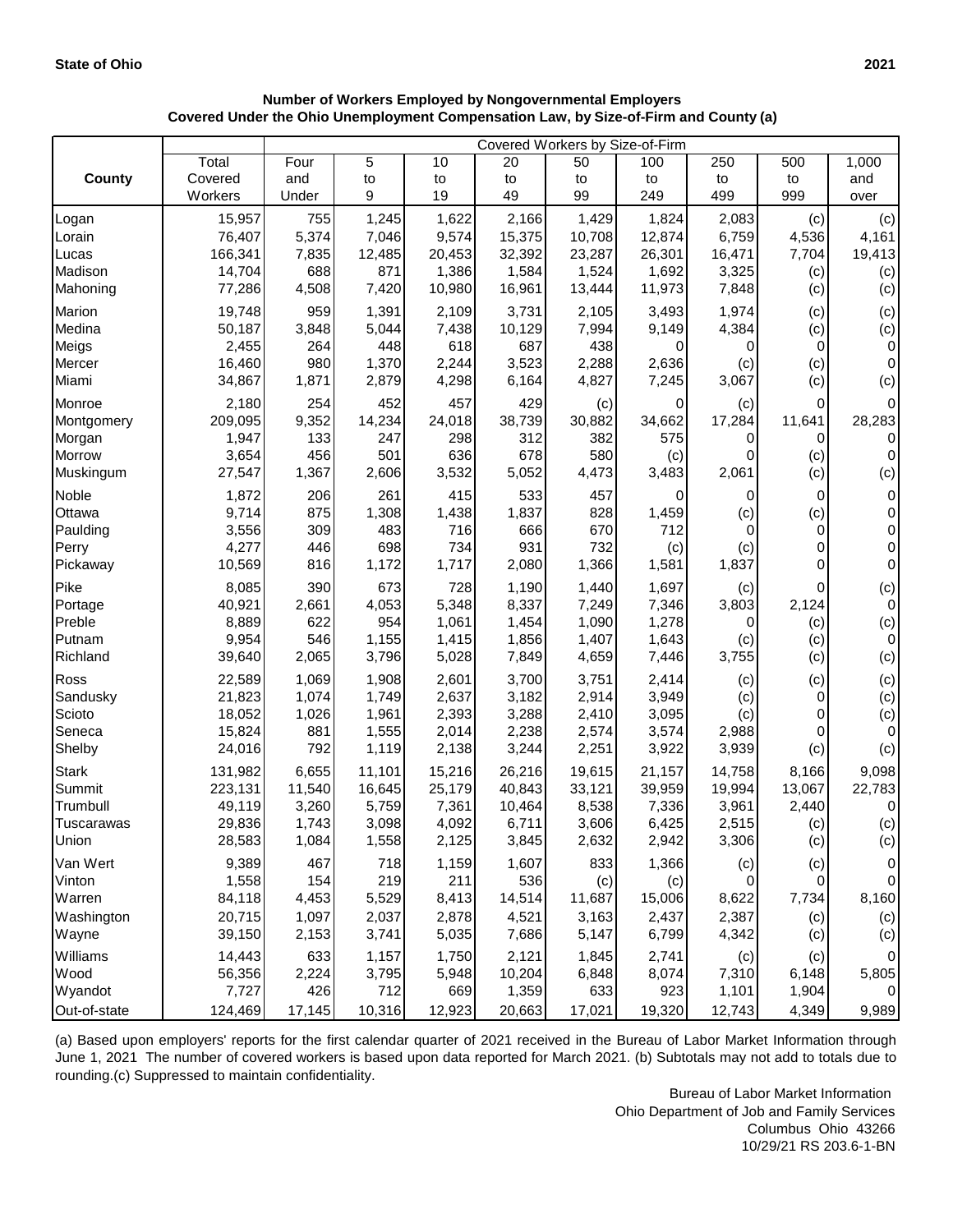**State of Ohio** **2021**

**Number of Workers Employed by Nongovernmental Employers**
**Covered Under the Ohio Unemployment Compensation Law, by Size-of-Firm and County (a)**

| County | Total Covered Workers | Covered Workers by Size-of-Firm: Four and Under | 5 to 9 | 10 to 19 | 20 to 49 | 50 to 99 | 100 to 249 | 250 to 499 | 500 to 999 | 1,000 and over |
|---|---|---|---|---|---|---|---|---|---|---|
| Logan | 15,957 | 755 | 1,245 | 1,622 | 2,166 | 1,429 | 1,824 | 2,083 | (c) | (c) |
| Lorain | 76,407 | 5,374 | 7,046 | 9,574 | 15,375 | 10,708 | 12,874 | 6,759 | 4,536 | 4,161 |
| Lucas | 166,341 | 7,835 | 12,485 | 20,453 | 32,392 | 23,287 | 26,301 | 16,471 | 7,704 | 19,413 |
| Madison | 14,704 | 688 | 871 | 1,386 | 1,584 | 1,524 | 1,692 | 3,325 | (c) | (c) |
| Mahoning | 77,286 | 4,508 | 7,420 | 10,980 | 16,961 | 13,444 | 11,973 | 7,848 | (c) | (c) |
| Marion | 19,748 | 959 | 1,391 | 2,109 | 3,731 | 2,105 | 3,493 | 1,974 | (c) | (c) |
| Medina | 50,187 | 3,848 | 5,044 | 7,438 | 10,129 | 7,994 | 9,149 | 4,384 | (c) | (c) |
| Meigs | 2,455 | 264 | 448 | 618 | 687 | 438 | 0 | 0 | 0 | 0 |
| Mercer | 16,460 | 980 | 1,370 | 2,244 | 3,523 | 2,288 | 2,636 | (c) | (c) | 0 |
| Miami | 34,867 | 1,871 | 2,879 | 4,298 | 6,164 | 4,827 | 7,245 | 3,067 | (c) | (c) |
| Monroe | 2,180 | 254 | 452 | 457 | 429 | (c) | 0 | (c) | 0 | 0 |
| Montgomery | 209,095 | 9,352 | 14,234 | 24,018 | 38,739 | 30,882 | 34,662 | 17,284 | 11,641 | 28,283 |
| Morgan | 1,947 | 133 | 247 | 298 | 312 | 382 | 575 | 0 | 0 | 0 |
| Morrow | 3,654 | 456 | 501 | 636 | 678 | 580 | (c) | 0 | (c) | 0 |
| Muskingum | 27,547 | 1,367 | 2,606 | 3,532 | 5,052 | 4,473 | 3,483 | 2,061 | (c) | (c) |
| Noble | 1,872 | 206 | 261 | 415 | 533 | 457 | 0 | 0 | 0 | 0 |
| Ottawa | 9,714 | 875 | 1,308 | 1,438 | 1,837 | 828 | 1,459 | (c) | (c) | 0 |
| Paulding | 3,556 | 309 | 483 | 716 | 666 | 670 | 712 | 0 | 0 | 0 |
| Perry | 4,277 | 446 | 698 | 734 | 931 | 732 | (c) | (c) | 0 | 0 |
| Pickaway | 10,569 | 816 | 1,172 | 1,717 | 2,080 | 1,366 | 1,581 | 1,837 | 0 | 0 |
| Pike | 8,085 | 390 | 673 | 728 | 1,190 | 1,440 | 1,697 | (c) | 0 | (c) |
| Portage | 40,921 | 2,661 | 4,053 | 5,348 | 8,337 | 7,249 | 7,346 | 3,803 | 2,124 | 0 |
| Preble | 8,889 | 622 | 954 | 1,061 | 1,454 | 1,090 | 1,278 | 0 | (c) | (c) |
| Putnam | 9,954 | 546 | 1,155 | 1,415 | 1,856 | 1,407 | 1,643 | (c) | (c) | 0 |
| Richland | 39,640 | 2,065 | 3,796 | 5,028 | 7,849 | 4,659 | 7,446 | 3,755 | (c) | (c) |
| Ross | 22,589 | 1,069 | 1,908 | 2,601 | 3,700 | 3,751 | 2,414 | (c) | (c) | (c) |
| Sandusky | 21,823 | 1,074 | 1,749 | 2,637 | 3,182 | 2,914 | 3,949 | (c) | 0 | (c) |
| Scioto | 18,052 | 1,026 | 1,961 | 2,393 | 3,288 | 2,410 | 3,095 | (c) | 0 | (c) |
| Seneca | 15,824 | 881 | 1,555 | 2,014 | 2,238 | 2,574 | 3,574 | 2,988 | 0 | 0 |
| Shelby | 24,016 | 792 | 1,119 | 2,138 | 3,244 | 2,251 | 3,922 | 3,939 | (c) | (c) |
| Stark | 131,982 | 6,655 | 11,101 | 15,216 | 26,216 | 19,615 | 21,157 | 14,758 | 8,166 | 9,098 |
| Summit | 223,131 | 11,540 | 16,645 | 25,179 | 40,843 | 33,121 | 39,959 | 19,994 | 13,067 | 22,783 |
| Trumbull | 49,119 | 3,260 | 5,759 | 7,361 | 10,464 | 8,538 | 7,336 | 3,961 | 2,440 | 0 |
| Tuscarawas | 29,836 | 1,743 | 3,098 | 4,092 | 6,711 | 3,606 | 6,425 | 2,515 | (c) | (c) |
| Union | 28,583 | 1,084 | 1,558 | 2,125 | 3,845 | 2,632 | 2,942 | 3,306 | (c) | (c) |
| Van Wert | 9,389 | 467 | 718 | 1,159 | 1,607 | 833 | 1,366 | (c) | (c) | 0 |
| Vinton | 1,558 | 154 | 219 | 211 | 536 | (c) | (c) | 0 | 0 | 0 |
| Warren | 84,118 | 4,453 | 5,529 | 8,413 | 14,514 | 11,687 | 15,006 | 8,622 | 7,734 | 8,160 |
| Washington | 20,715 | 1,097 | 2,037 | 2,878 | 4,521 | 3,163 | 2,437 | 2,387 | (c) | (c) |
| Wayne | 39,150 | 2,153 | 3,741 | 5,035 | 7,686 | 5,147 | 6,799 | 4,342 | (c) | (c) |
| Williams | 14,443 | 633 | 1,157 | 1,750 | 2,121 | 1,845 | 2,741 | (c) | (c) | 0 |
| Wood | 56,356 | 2,224 | 3,795 | 5,948 | 10,204 | 6,848 | 8,074 | 7,310 | 6,148 | 5,805 |
| Wyandot | 7,727 | 426 | 712 | 669 | 1,359 | 633 | 923 | 1,101 | 1,904 | 0 |
| Out-of-state | 124,469 | 17,145 | 10,316 | 12,923 | 20,663 | 17,021 | 19,320 | 12,743 | 4,349 | 9,989 |

(a) Based upon employers' reports for the first calendar quarter of 2021 received in the Bureau of Labor Market Information through June 1, 2021 The number of covered workers is based upon data reported for March 2021. (b) Subtotals may not add to totals due to rounding.(c) Suppressed to maintain confidentiality.

Bureau of Labor Market Information
Ohio Department of Job and Family Services
Columbus Ohio 43266
10/29/21 RS 203.6-1-BN